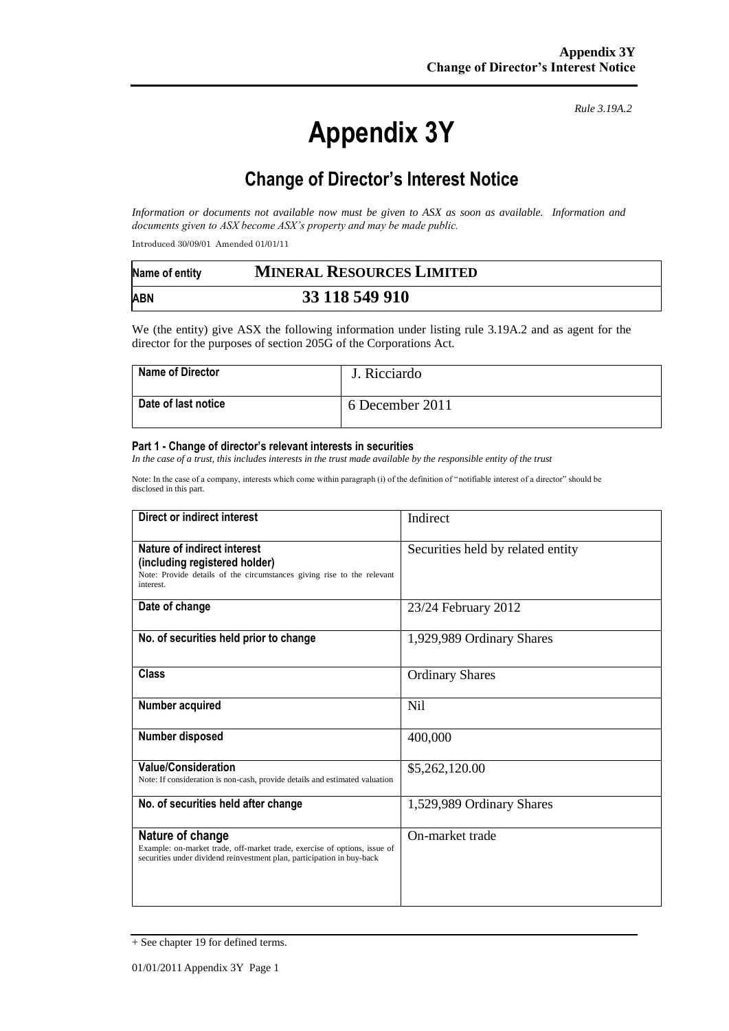*Rule 3.19A.2*

# Appendix 3Y

## Change of Director's Interest Notice

*Information or documents not available now must be given to ASX as soon as available. Information and documents given to ASX become ASX's property and may be made public.*

Introduced 30/09/01 Amended 01/01/11

| Name of entity | **MINERAL RESOURCES LIMITED** |
|---|---|
| **ABN** | **33 118 549 910** |

We (the entity) give ASX the following information under listing rule 3.19A.2 and as agent for the director for the purposes of section 205G of the Corporations Act.

| **Name of Director** | J. Ricciardo |
|---|---|
| **Date of last notice** | 6 December 2011 |

#### Part 1 - Change of director's relevant interests in securities

*In the case of a trust, this includes interests in the trust made available by the responsible entity of the trust*

Note: In the case of a company, interests which come within paragraph (i) of the definition of "notifiable interest of a director" should be disclosed in this part.

| **Direct or indirect interest** | Indirect |
|---|---|
| **Nature of indirect interest (including registered holder)** Note: Provide details of the circumstances giving rise to the relevant interest. | Securities held by related entity |
| **Date of change** | 23/24 February 2012 |
| **No. of securities held prior to change** | 1,929,989 Ordinary Shares |
| **Class** | Ordinary Shares |
| **Number acquired** | Nil |
| **Number disposed** | 400,000 |
| **Value/Consideration** Note: If consideration is non-cash, provide details and estimated valuation | $5,262,120.00 |
| **No. of securities held after change** | 1,529,989 Ordinary Shares |
| **Nature of change** Example: on-market trade, off-market trade, exercise of options, issue of securities under dividend reinvestment plan, participation in buy-back | On-market trade |

+ See chapter 19 for defined terms.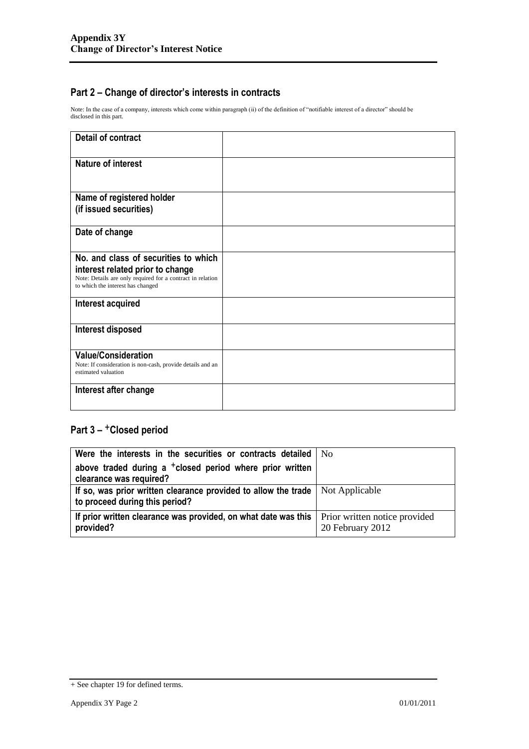## Part 2 – Change of director's interests in contracts

Note: In the case of a company, interests which come within paragraph (ii) of the definition of "notifiable interest of a director" should be disclosed in this part.

| | |
|---|---|
| **Detail of contract** | |
| **Nature of interest** | |
| **Name of registered holder (if issued securities)** | |
| **Date of change** | |
| **No. and class of securities to which interest related prior to change** Note: Details are only required for a contract in relation to which the interest has changed | |
| **Interest acquired** | |
| **Interest disposed** | |
| **Value/Consideration** Note: If consideration is non-cash, provide details and an estimated valuation | |
| **Interest after change** | |

## Part 3 – +Closed period

| | |
|---|---|
| **Were the interests in the securities or contracts detailed above traded during a +closed period where prior written clearance was required?** | No |
| **If so, was prior written clearance provided to allow the trade to proceed during this period?** | Not Applicable |
| **If prior written clearance was provided, on what date was this provided?** | Prior written notice provided 20 February 2012 |

+ See chapter 19 for defined terms.